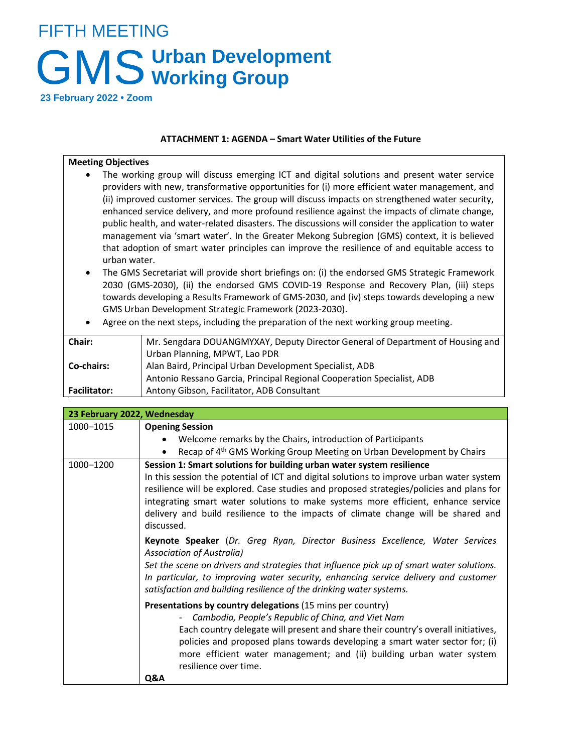# FIFTH MEETING

# GMS Urban Development Working Group

**23 February 2022 • Zoom**

**ATTACHMENT 1: AGENDA – Smart Water Utilities of the Future**

**Meeting Objectives**

- The working group will discuss emerging ICT and digital solutions and present water service providers with new, transformative opportunities for (i) more efficient water management, and (ii) improved customer services. The group will discuss impacts on strengthened water security, enhanced service delivery, and more profound resilience against the impacts of climate change, public health, and water-related disasters. The discussions will consider the application to water management via 'smart water'. In the Greater Mekong Subregion (GMS) context, it is believed that adoption of smart water principles can improve the resilience of and equitable access to urban water.
- The GMS Secretariat will provide short briefings on: (i) the endorsed GMS Strategic Framework 2030 (GMS-2030), (ii) the endorsed GMS COVID-19 Response and Recovery Plan, (iii) steps towards developing a Results Framework of GMS-2030, and (iv) steps towards developing a new GMS Urban Development Strategic Framework (2023-2030).
- Agree on the next steps, including the preparation of the next working group meeting.

| | |
|---|---|
| **Chair:** | Mr. Sengdara DOUANGMYXAY, Deputy Director General of Department of Housing and Urban Planning, MPWT, Lao PDR |
| **Co-chairs:** | Alan Baird, Principal Urban Development Specialist, ADB<br>Antonio Ressano Garcia, Principal Regional Cooperation Specialist, ADB |
| **Facilitator:** | Antony Gibson, Facilitator, ADB Consultant |

| **23 February 2022, Wednesday** | |
|---|---|
| 1000–1015 | **Opening Session**<br>• Welcome remarks by the Chairs, introduction of Participants<br>• Recap of 4th GMS Working Group Meeting on Urban Development by Chairs |
| 1000–1200 | **Session 1: Smart solutions for building urban water system resilience**<br>In this session the potential of ICT and digital solutions to improve urban water system resilience will be explored. Case studies and proposed strategies/policies and plans for integrating smart water solutions to make systems more efficient, enhance service delivery and build resilience to the impacts of climate change will be shared and discussed.<br><br>**Keynote Speaker** (*Dr. Greg Ryan, Director Business Excellence, Water Services Association of Australia)*<br>*Set the scene on drivers and strategies that influence pick up of smart water solutions. In particular, to improving water security, enhancing service delivery and customer satisfaction and building resilience of the drinking water systems.*<br><br>**Presentations by country delegations** (15 mins per country)<br>- *Cambodia, People's Republic of China, and Viet Nam*<br>Each country delegate will present and share their country's overall initiatives, policies and proposed plans towards developing a smart water sector for; (i) more efficient water management; and (ii) building urban water system resilience over time.<br><br>**Q&A** |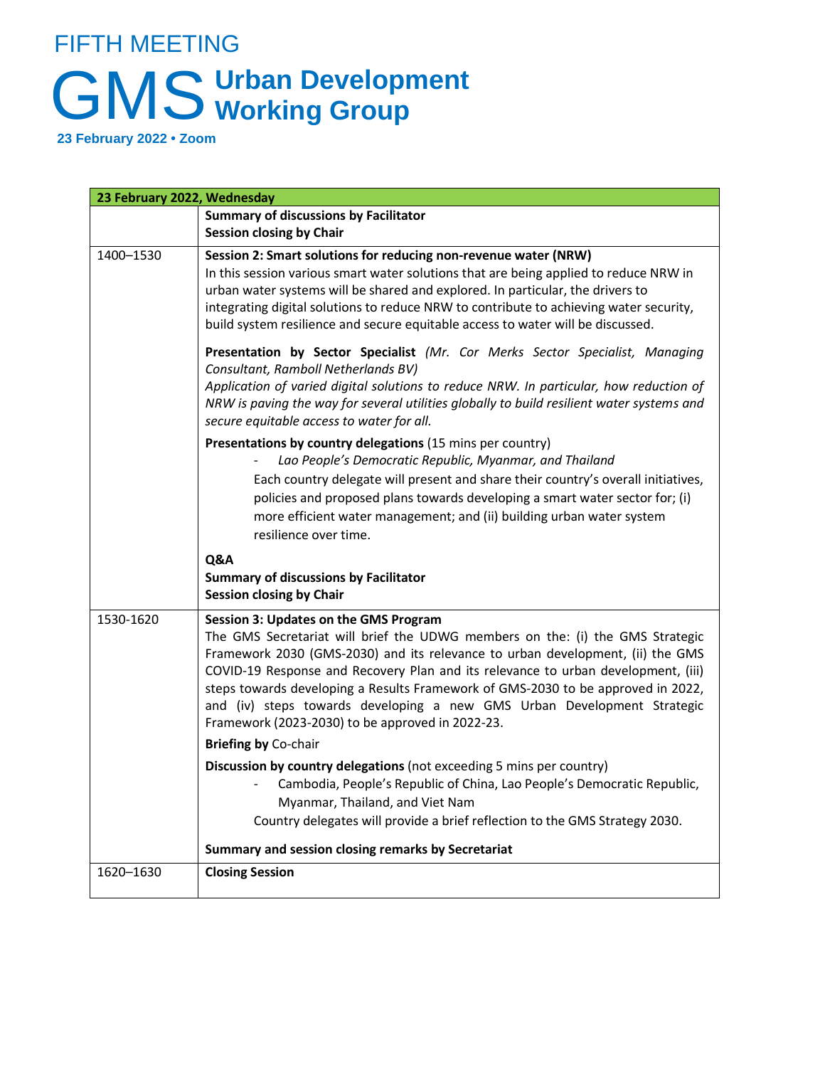FIFTH MEETING

# GMS Urban Development Working Group

**23 February 2022 • Zoom**

| **23 February 2022, Wednesday** | |
|---|---|
| | **Summary of discussions by Facilitator**<br>**Session closing by Chair** |
| 1400–1530 | **Session 2: Smart solutions for reducing non-revenue water (NRW)**<br>In this session various smart water solutions that are being applied to reduce NRW in urban water systems will be shared and explored. In particular, the drivers to integrating digital solutions to reduce NRW to contribute to achieving water security, build system resilience and secure equitable access to water will be discussed.<br><br>**Presentation by Sector Specialist** *(Mr. Cor Merks Sector Specialist, Managing Consultant, Ramboll Netherlands BV)*<br>*Application of varied digital solutions to reduce NRW. In particular, how reduction of NRW is paving the way for several utilities globally to build resilient water systems and secure equitable access to water for all.*<br><br>**Presentations by country delegations** (15 mins per country)<br>- *Lao People's Democratic Republic, Myanmar, and Thailand*<br>Each country delegate will present and share their country's overall initiatives, policies and proposed plans towards developing a smart water sector for; (i) more efficient water management; and (ii) building urban water system resilience over time.<br><br>**Q&A**<br>**Summary of discussions by Facilitator**<br>**Session closing by Chair** |
| 1530-1620 | **Session 3: Updates on the GMS Program**<br>The GMS Secretariat will brief the UDWG members on the: (i) the GMS Strategic Framework 2030 (GMS-2030) and its relevance to urban development, (ii) the GMS COVID-19 Response and Recovery Plan and its relevance to urban development, (iii) steps towards developing a Results Framework of GMS-2030 to be approved in 2022, and (iv) steps towards developing a new GMS Urban Development Strategic Framework (2023-2030) to be approved in 2022-23.<br><br>**Briefing by** Co-chair<br><br>**Discussion by country delegations** (not exceeding 5 mins per country)<br>- Cambodia, People's Republic of China, Lao People's Democratic Republic, Myanmar, Thailand, and Viet Nam<br>Country delegates will provide a brief reflection to the GMS Strategy 2030.<br><br>**Summary and session closing remarks by Secretariat** |
| 1620–1630 | **Closing Session** |